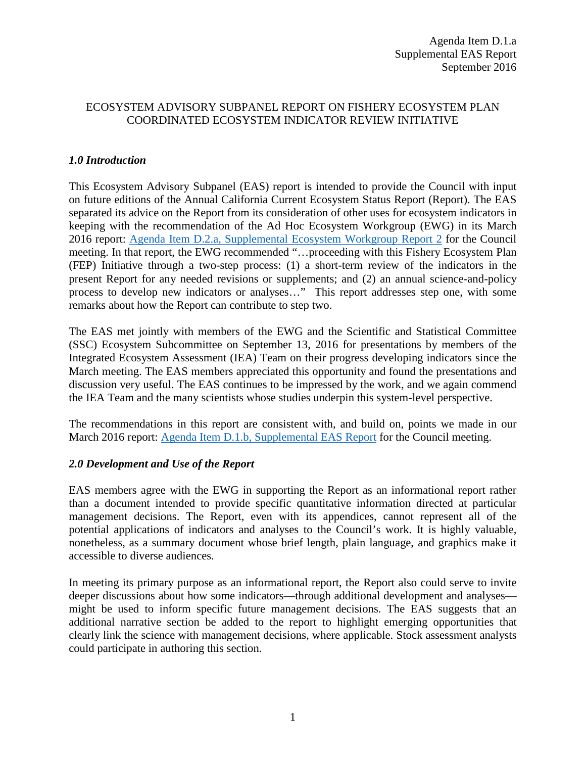Agenda Item D.1.a
Supplemental EAS Report
September 2016

# ECOSYSTEM ADVISORY SUBPANEL REPORT ON FISHERY ECOSYSTEM PLAN COORDINATED ECOSYSTEM INDICATOR REVIEW INITIATIVE

## *1.0 Introduction*

This Ecosystem Advisory Subpanel (EAS) report is intended to provide the Council with input on future editions of the Annual California Current Ecosystem Status Report (Report). The EAS separated its advice on the Report from its consideration of other uses for ecosystem indicators in keeping with the recommendation of the Ad Hoc Ecosystem Workgroup (EWG) in its March 2016 report: [Agenda Item D.2.a, Supplemental Ecosystem Workgroup Report 2]() for the Council meeting. In that report, the EWG recommended "…proceeding with this Fishery Ecosystem Plan (FEP) Initiative through a two-step process: (1) a short-term review of the indicators in the present Report for any needed revisions or supplements; and (2) an annual science-and-policy process to develop new indicators or analyses…" This report addresses step one, with some remarks about how the Report can contribute to step two.

The EAS met jointly with members of the EWG and the Scientific and Statistical Committee (SSC) Ecosystem Subcommittee on September 13, 2016 for presentations by members of the Integrated Ecosystem Assessment (IEA) Team on their progress developing indicators since the March meeting. The EAS members appreciated this opportunity and found the presentations and discussion very useful. The EAS continues to be impressed by the work, and we again commend the IEA Team and the many scientists whose studies underpin this system-level perspective.

The recommendations in this report are consistent with, and build on, points we made in our March 2016 report: [Agenda Item D.1.b, Supplemental EAS Report]() for the Council meeting.

## *2.0 Development and Use of the Report*

EAS members agree with the EWG in supporting the Report as an informational report rather than a document intended to provide specific quantitative information directed at particular management decisions. The Report, even with its appendices, cannot represent all of the potential applications of indicators and analyses to the Council's work. It is highly valuable, nonetheless, as a summary document whose brief length, plain language, and graphics make it accessible to diverse audiences.

In meeting its primary purpose as an informational report, the Report also could serve to invite deeper discussions about how some indicators—through additional development and analyses—might be used to inform specific future management decisions. The EAS suggests that an additional narrative section be added to the report to highlight emerging opportunities that clearly link the science with management decisions, where applicable. Stock assessment analysts could participate in authoring this section.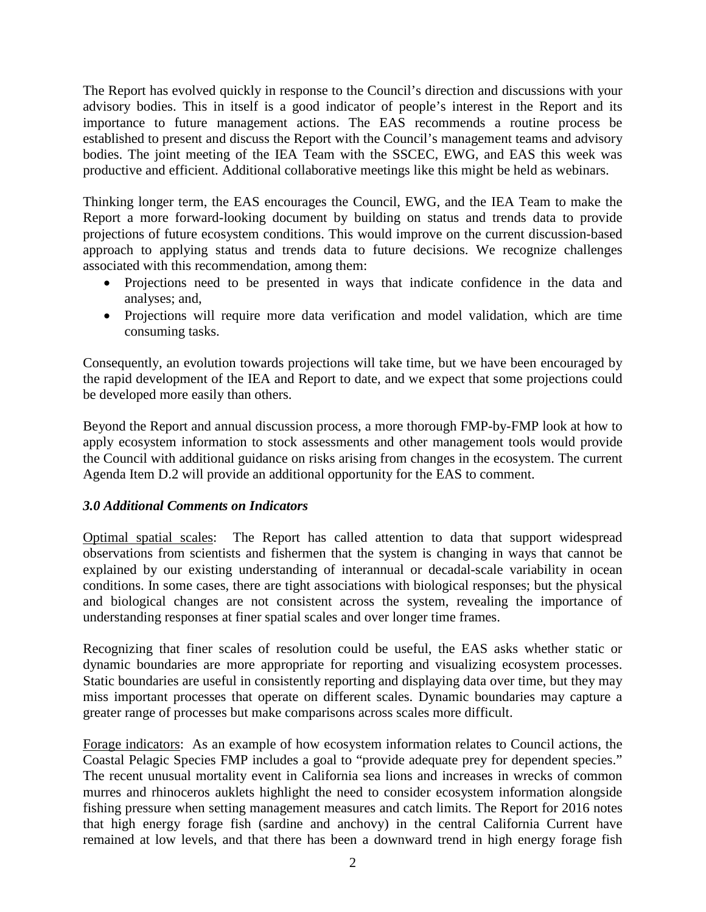The Report has evolved quickly in response to the Council's direction and discussions with your advisory bodies. This in itself is a good indicator of people's interest in the Report and its importance to future management actions. The EAS recommends a routine process be established to present and discuss the Report with the Council's management teams and advisory bodies. The joint meeting of the IEA Team with the SSCEC, EWG, and EAS this week was productive and efficient. Additional collaborative meetings like this might be held as webinars.

Thinking longer term, the EAS encourages the Council, EWG, and the IEA Team to make the Report a more forward-looking document by building on status and trends data to provide projections of future ecosystem conditions. This would improve on the current discussion-based approach to applying status and trends data to future decisions. We recognize challenges associated with this recommendation, among them:

- Projections need to be presented in ways that indicate confidence in the data and analyses; and,
- Projections will require more data verification and model validation, which are time consuming tasks.

Consequently, an evolution towards projections will take time, but we have been encouraged by the rapid development of the IEA and Report to date, and we expect that some projections could be developed more easily than others.

Beyond the Report and annual discussion process, a more thorough FMP-by-FMP look at how to apply ecosystem information to stock assessments and other management tools would provide the Council with additional guidance on risks arising from changes in the ecosystem. The current Agenda Item D.2 will provide an additional opportunity for the EAS to comment.

### *3.0 Additional Comments on Indicators*

Optimal spatial scales: The Report has called attention to data that support widespread observations from scientists and fishermen that the system is changing in ways that cannot be explained by our existing understanding of interannual or decadal-scale variability in ocean conditions. In some cases, there are tight associations with biological responses; but the physical and biological changes are not consistent across the system, revealing the importance of understanding responses at finer spatial scales and over longer time frames.

Recognizing that finer scales of resolution could be useful, the EAS asks whether static or dynamic boundaries are more appropriate for reporting and visualizing ecosystem processes. Static boundaries are useful in consistently reporting and displaying data over time, but they may miss important processes that operate on different scales. Dynamic boundaries may capture a greater range of processes but make comparisons across scales more difficult.

Forage indicators: As an example of how ecosystem information relates to Council actions, the Coastal Pelagic Species FMP includes a goal to "provide adequate prey for dependent species." The recent unusual mortality event in California sea lions and increases in wrecks of common murres and rhinoceros auklets highlight the need to consider ecosystem information alongside fishing pressure when setting management measures and catch limits. The Report for 2016 notes that high energy forage fish (sardine and anchovy) in the central California Current have remained at low levels, and that there has been a downward trend in high energy forage fish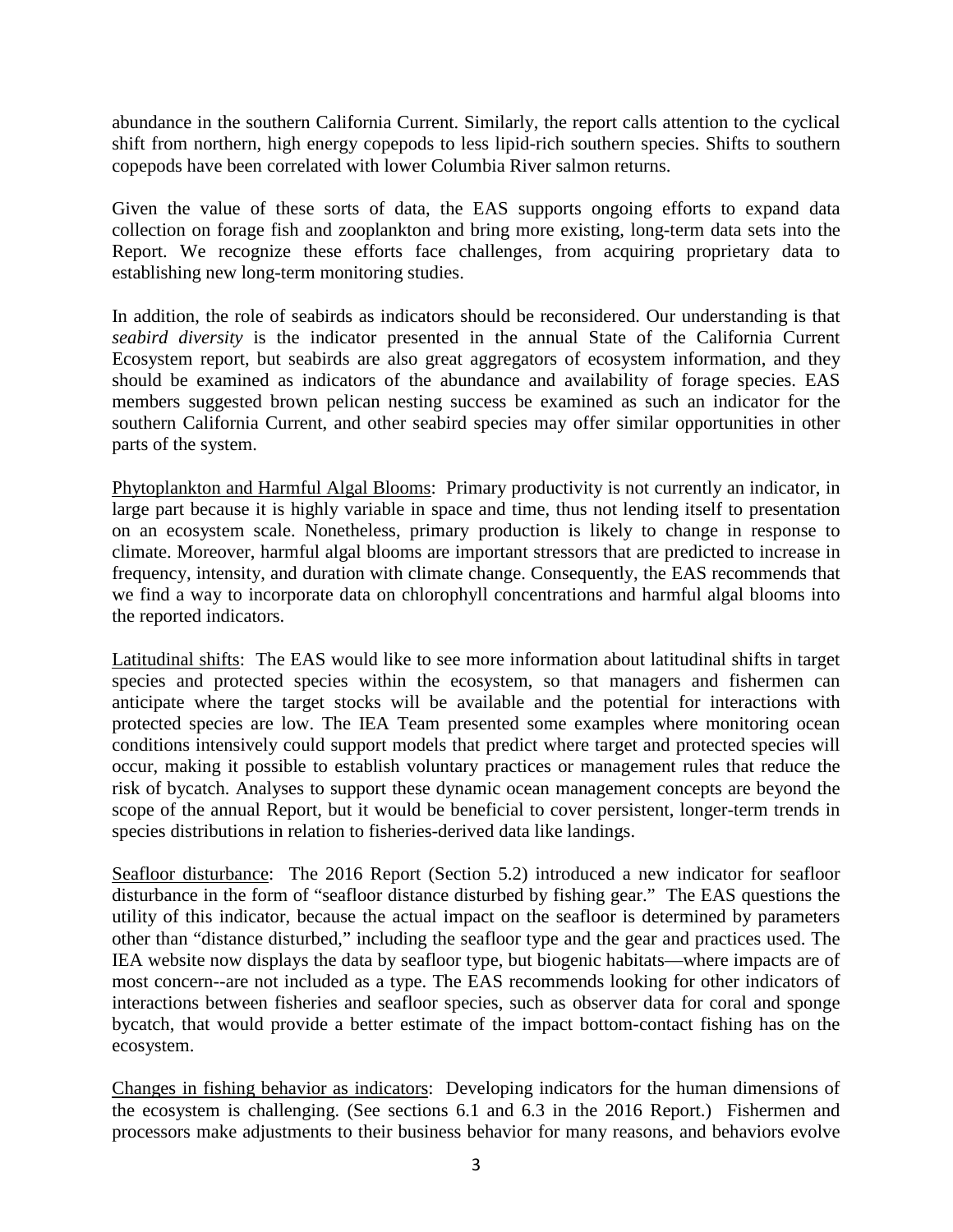abundance in the southern California Current. Similarly, the report calls attention to the cyclical shift from northern, high energy copepods to less lipid-rich southern species. Shifts to southern copepods have been correlated with lower Columbia River salmon returns.

Given the value of these sorts of data, the EAS supports ongoing efforts to expand data collection on forage fish and zooplankton and bring more existing, long-term data sets into the Report. We recognize these efforts face challenges, from acquiring proprietary data to establishing new long-term monitoring studies.

In addition, the role of seabirds as indicators should be reconsidered. Our understanding is that *seabird diversity* is the indicator presented in the annual State of the California Current Ecosystem report, but seabirds are also great aggregators of ecosystem information, and they should be examined as indicators of the abundance and availability of forage species. EAS members suggested brown pelican nesting success be examined as such an indicator for the southern California Current, and other seabird species may offer similar opportunities in other parts of the system.

<u>Phytoplankton and Harmful Algal Blooms</u>: Primary productivity is not currently an indicator, in large part because it is highly variable in space and time, thus not lending itself to presentation on an ecosystem scale. Nonetheless, primary production is likely to change in response to climate. Moreover, harmful algal blooms are important stressors that are predicted to increase in frequency, intensity, and duration with climate change. Consequently, the EAS recommends that we find a way to incorporate data on chlorophyll concentrations and harmful algal blooms into the reported indicators.

<u>Latitudinal shifts</u>: The EAS would like to see more information about latitudinal shifts in target species and protected species within the ecosystem, so that managers and fishermen can anticipate where the target stocks will be available and the potential for interactions with protected species are low. The IEA Team presented some examples where monitoring ocean conditions intensively could support models that predict where target and protected species will occur, making it possible to establish voluntary practices or management rules that reduce the risk of bycatch. Analyses to support these dynamic ocean management concepts are beyond the scope of the annual Report, but it would be beneficial to cover persistent, longer-term trends in species distributions in relation to fisheries-derived data like landings.

<u>Seafloor disturbance</u>: The 2016 Report (Section 5.2) introduced a new indicator for seafloor disturbance in the form of "seafloor distance disturbed by fishing gear." The EAS questions the utility of this indicator, because the actual impact on the seafloor is determined by parameters other than "distance disturbed," including the seafloor type and the gear and practices used. The IEA website now displays the data by seafloor type, but biogenic habitats—where impacts are of most concern--are not included as a type. The EAS recommends looking for other indicators of interactions between fisheries and seafloor species, such as observer data for coral and sponge bycatch, that would provide a better estimate of the impact bottom-contact fishing has on the ecosystem.

<u>Changes in fishing behavior as indicators</u>: Developing indicators for the human dimensions of the ecosystem is challenging. (See sections 6.1 and 6.3 in the 2016 Report.) Fishermen and processors make adjustments to their business behavior for many reasons, and behaviors evolve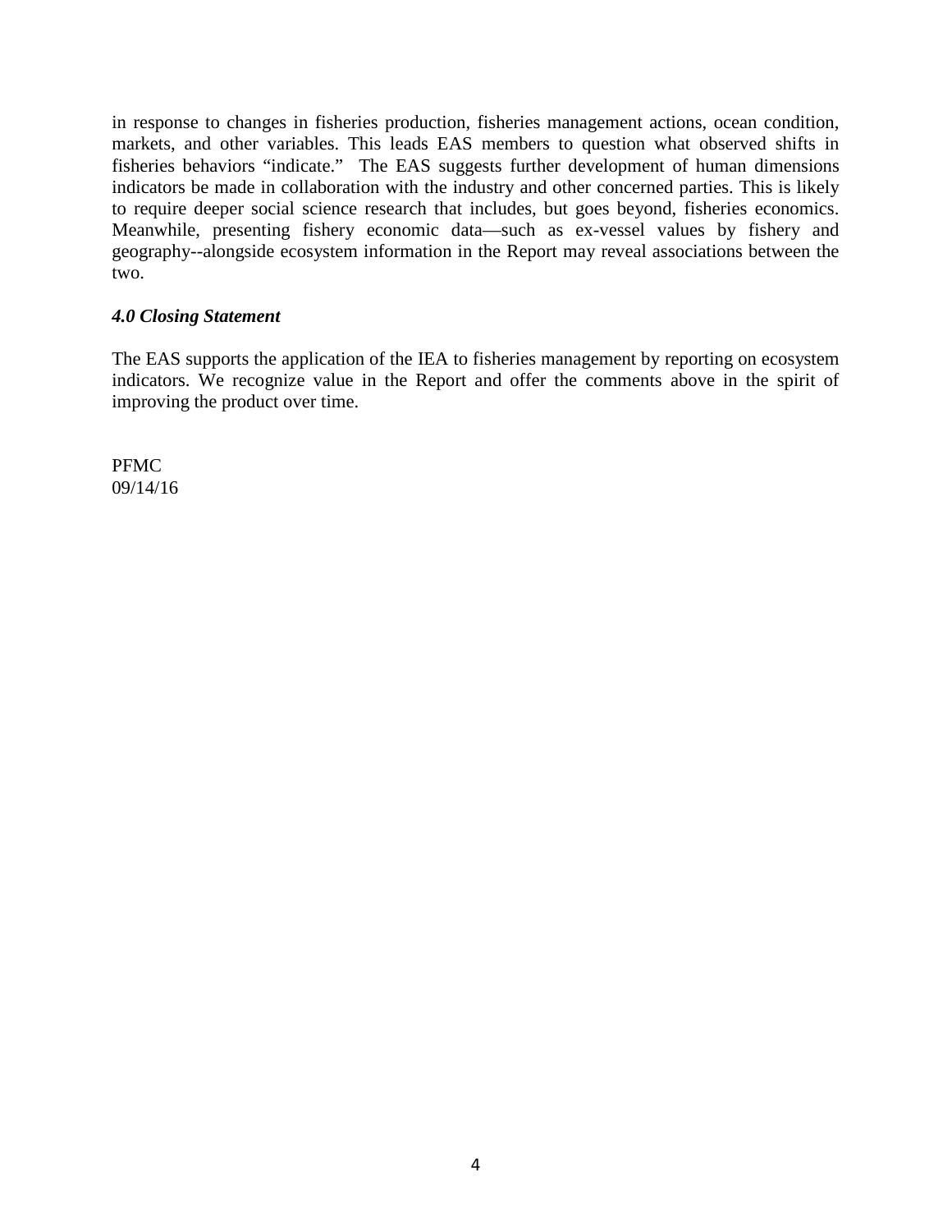in response to changes in fisheries production, fisheries management actions, ocean condition, markets, and other variables. This leads EAS members to question what observed shifts in fisheries behaviors "indicate." The EAS suggests further development of human dimensions indicators be made in collaboration with the industry and other concerned parties. This is likely to require deeper social science research that includes, but goes beyond, fisheries economics. Meanwhile, presenting fishery economic data—such as ex-vessel values by fishery and geography--alongside ecosystem information in the Report may reveal associations between the two.

### *4.0 Closing Statement*

The EAS supports the application of the IEA to fisheries management by reporting on ecosystem indicators. We recognize value in the Report and offer the comments above in the spirit of improving the product over time.

PFMC
09/14/16